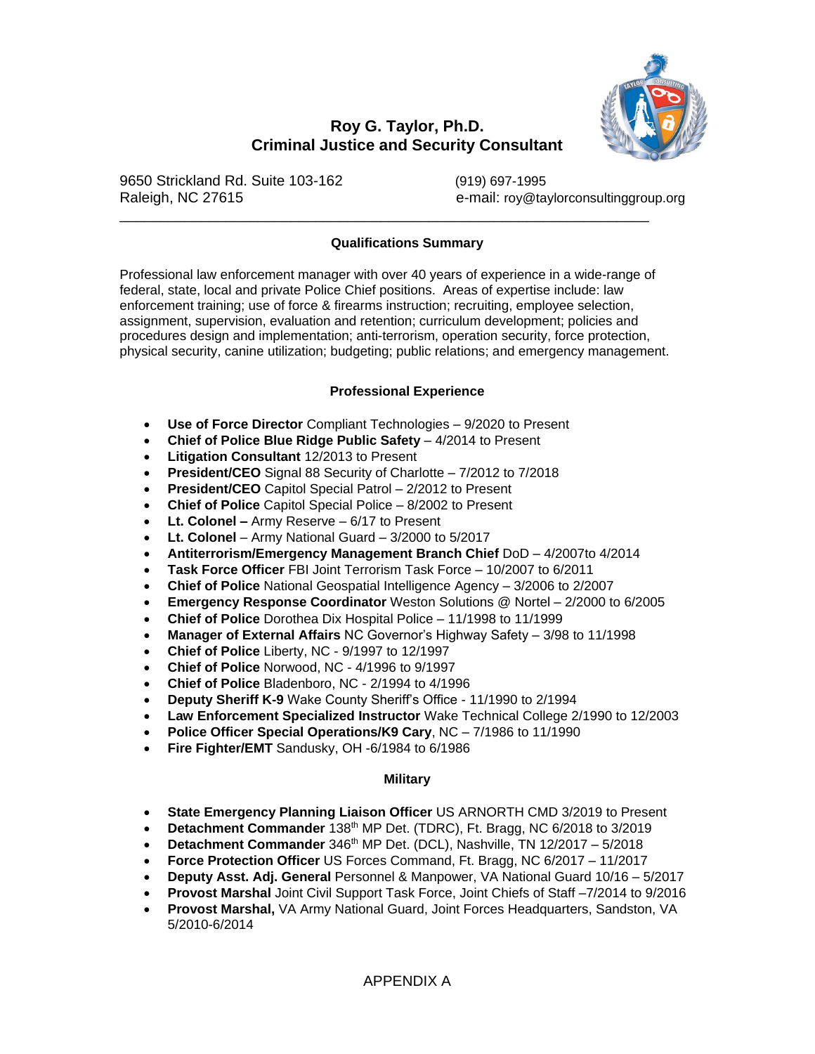# Roy G. Taylor, Ph.D.
## Criminal Justice and Security Consultant

9650 Strickland Rd. Suite 103-162
Raleigh, NC 27615

(919) 697-1995
e-mail: roy@taylorconsultinggroup.org

---

### Qualifications Summary

Professional law enforcement manager with over 40 years of experience in a wide-range of federal, state, local and private Police Chief positions. Areas of expertise include: law enforcement training; use of force & firearms instruction; recruiting, employee selection, assignment, supervision, evaluation and retention; curriculum development; policies and procedures design and implementation; anti-terrorism, operation security, force protection, physical security, canine utilization; budgeting; public relations; and emergency management.

### Professional Experience

- **Use of Force Director** Compliant Technologies – 9/2020 to Present
- **Chief of Police Blue Ridge Public Safety** – 4/2014 to Present
- **Litigation Consultant** 12/2013 to Present
- **President/CEO** Signal 88 Security of Charlotte – 7/2012 to 7/2018
- **President/CEO** Capitol Special Patrol – 2/2012 to Present
- **Chief of Police** Capitol Special Police – 8/2002 to Present
- **Lt. Colonel –** Army Reserve – 6/17 to Present
- **Lt. Colonel** – Army National Guard – 3/2000 to 5/2017
- **Antiterrorism/Emergency Management Branch Chief** DoD – 4/2007to 4/2014
- **Task Force Officer** FBI Joint Terrorism Task Force – 10/2007 to 6/2011
- **Chief of Police** National Geospatial Intelligence Agency – 3/2006 to 2/2007
- **Emergency Response Coordinator** Weston Solutions @ Nortel – 2/2000 to 6/2005
- **Chief of Police** Dorothea Dix Hospital Police – 11/1998 to 11/1999
- **Manager of External Affairs** NC Governor's Highway Safety – 3/98 to 11/1998
- **Chief of Police** Liberty, NC - 9/1997 to 12/1997
- **Chief of Police** Norwood, NC - 4/1996 to 9/1997
- **Chief of Police** Bladenboro, NC - 2/1994 to 4/1996
- **Deputy Sheriff K-9** Wake County Sheriff's Office - 11/1990 to 2/1994
- **Law Enforcement Specialized Instructor** Wake Technical College 2/1990 to 12/2003
- **Police Officer Special Operations/K9 Cary**, NC – 7/1986 to 11/1990
- **Fire Fighter/EMT** Sandusky, OH -6/1984 to 6/1986

### Military

- **State Emergency Planning Liaison Officer** US ARNORTH CMD 3/2019 to Present
- **Detachment Commander** 138th MP Det. (TDRC), Ft. Bragg, NC 6/2018 to 3/2019
- **Detachment Commander** 346th MP Det. (DCL), Nashville, TN 12/2017 – 5/2018
- **Force Protection Officer** US Forces Command, Ft. Bragg, NC 6/2017 – 11/2017
- **Deputy Asst. Adj. General** Personnel & Manpower, VA National Guard 10/16 – 5/2017
- **Provost Marshal** Joint Civil Support Task Force, Joint Chiefs of Staff –7/2014 to 9/2016
- **Provost Marshal,** VA Army National Guard, Joint Forces Headquarters, Sandston, VA 5/2010-6/2014

APPENDIX A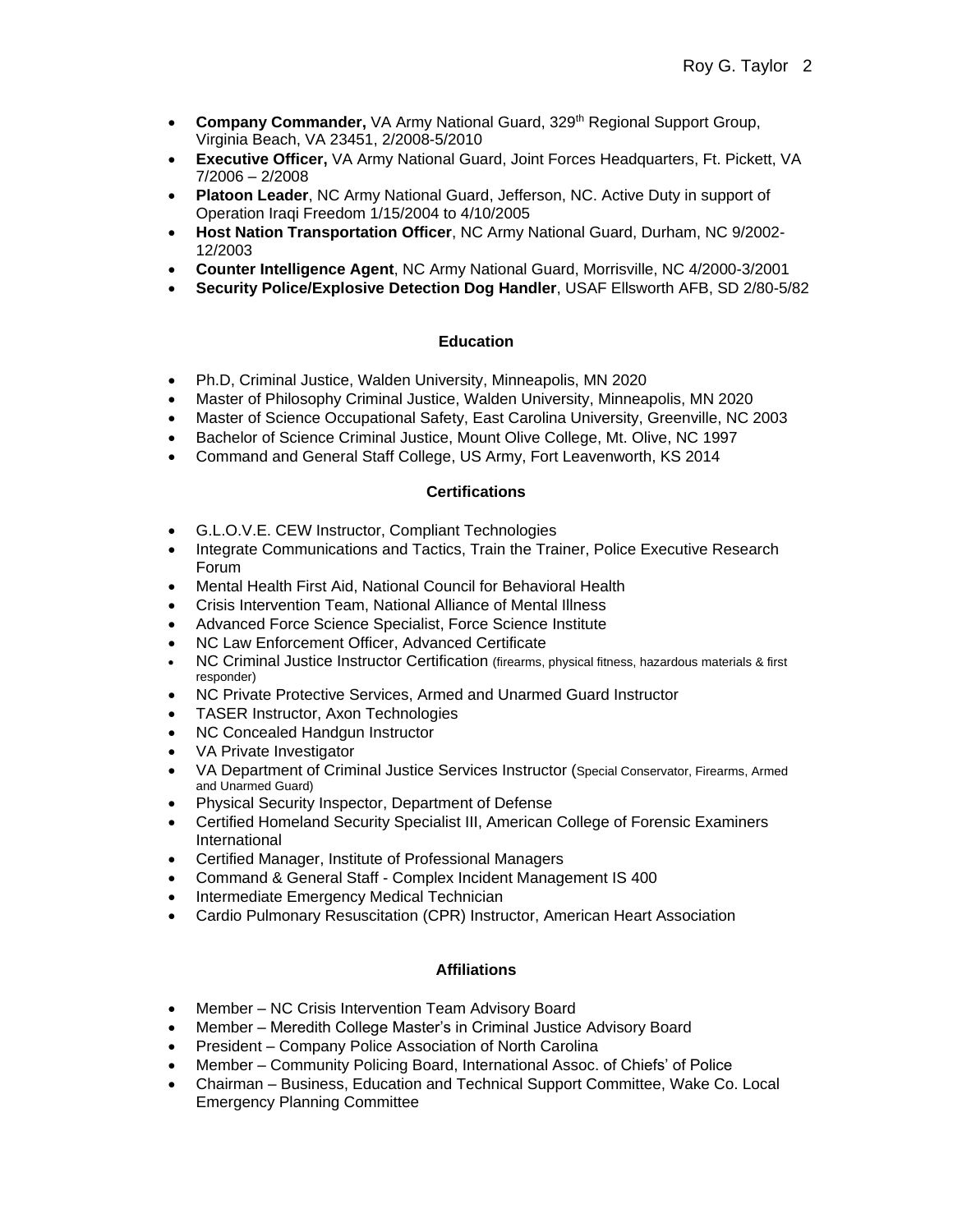- **Company Commander,** VA Army National Guard, 329th Regional Support Group, Virginia Beach, VA 23451, 2/2008-5/2010
- **Executive Officer,** VA Army National Guard, Joint Forces Headquarters, Ft. Pickett, VA 7/2006 – 2/2008
- **Platoon Leader**, NC Army National Guard, Jefferson, NC. Active Duty in support of Operation Iraqi Freedom 1/15/2004 to 4/10/2005
- **Host Nation Transportation Officer**, NC Army National Guard, Durham, NC 9/2002-12/2003
- **Counter Intelligence Agent**, NC Army National Guard, Morrisville, NC 4/2000-3/2001
- **Security Police/Explosive Detection Dog Handler**, USAF Ellsworth AFB, SD 2/80-5/82

## Education

- Ph.D, Criminal Justice, Walden University, Minneapolis, MN 2020
- Master of Philosophy Criminal Justice, Walden University, Minneapolis, MN 2020
- Master of Science Occupational Safety, East Carolina University, Greenville, NC 2003
- Bachelor of Science Criminal Justice, Mount Olive College, Mt. Olive, NC 1997
- Command and General Staff College, US Army, Fort Leavenworth, KS 2014

## Certifications

- G.L.O.V.E. CEW Instructor, Compliant Technologies
- Integrate Communications and Tactics, Train the Trainer, Police Executive Research Forum
- Mental Health First Aid, National Council for Behavioral Health
- Crisis Intervention Team, National Alliance of Mental Illness
- Advanced Force Science Specialist, Force Science Institute
- NC Law Enforcement Officer, Advanced Certificate
- NC Criminal Justice Instructor Certification (firearms, physical fitness, hazardous materials & first responder)
- NC Private Protective Services, Armed and Unarmed Guard Instructor
- TASER Instructor, Axon Technologies
- NC Concealed Handgun Instructor
- VA Private Investigator
- VA Department of Criminal Justice Services Instructor (Special Conservator, Firearms, Armed and Unarmed Guard)
- Physical Security Inspector, Department of Defense
- Certified Homeland Security Specialist III, American College of Forensic Examiners International
- Certified Manager, Institute of Professional Managers
- Command & General Staff - Complex Incident Management IS 400
- Intermediate Emergency Medical Technician
- Cardio Pulmonary Resuscitation (CPR) Instructor, American Heart Association

## Affiliations

- Member – NC Crisis Intervention Team Advisory Board
- Member – Meredith College Master's in Criminal Justice Advisory Board
- President – Company Police Association of North Carolina
- Member – Community Policing Board, International Assoc. of Chiefs' of Police
- Chairman – Business, Education and Technical Support Committee, Wake Co. Local Emergency Planning Committee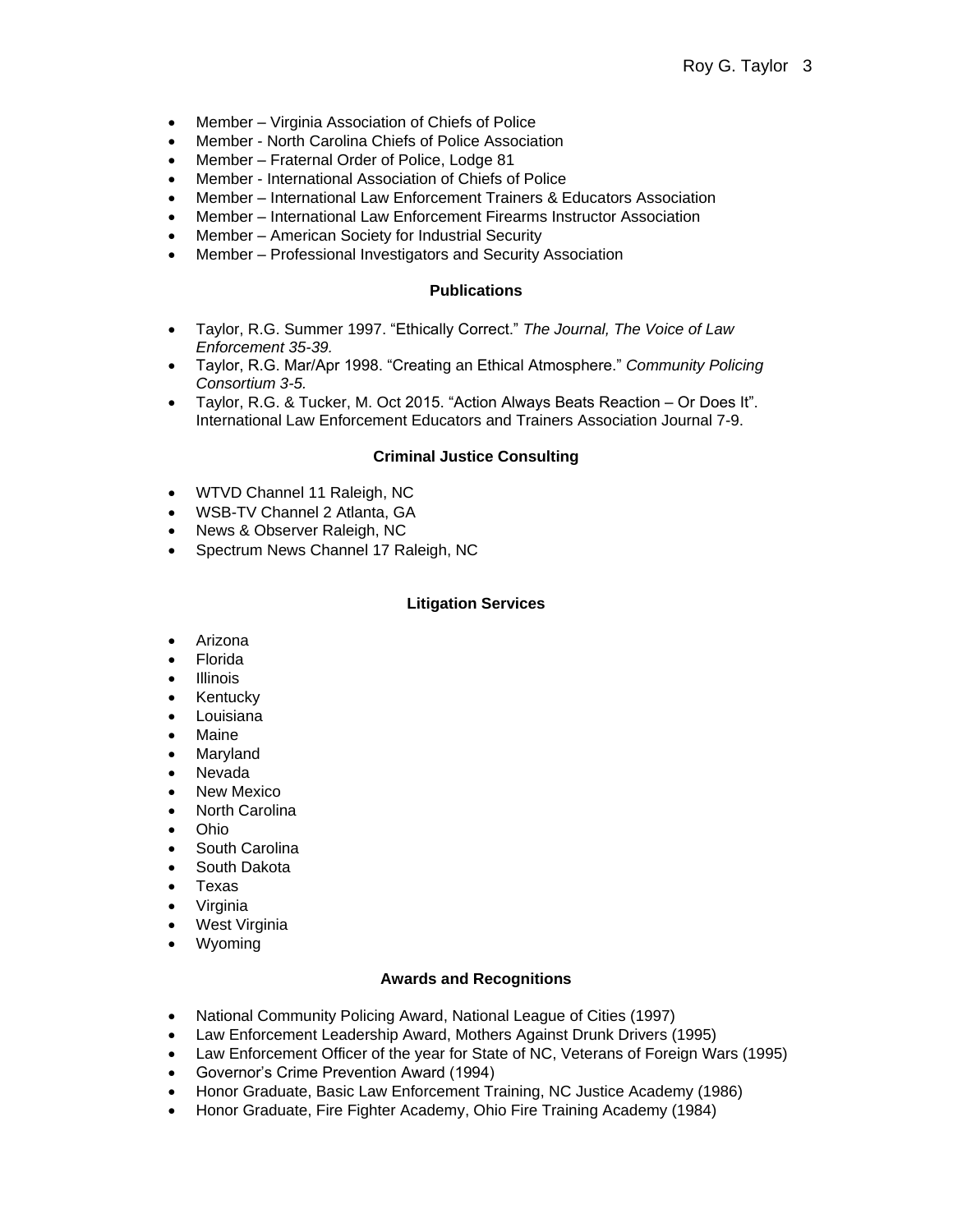- Member – Virginia Association of Chiefs of Police
- Member - North Carolina Chiefs of Police Association
- Member – Fraternal Order of Police, Lodge 81
- Member - International Association of Chiefs of Police
- Member – International Law Enforcement Trainers & Educators Association
- Member – International Law Enforcement Firearms Instructor Association
- Member – American Society for Industrial Security
- Member – Professional Investigators and Security Association

### Publications

- Taylor, R.G. Summer 1997. “Ethically Correct.” *The Journal, The Voice of Law Enforcement 35-39.*
- Taylor, R.G. Mar/Apr 1998. “Creating an Ethical Atmosphere.” *Community Policing Consortium 3-5.*
- Taylor, R.G. & Tucker, M. Oct 2015. “Action Always Beats Reaction – Or Does It”. International Law Enforcement Educators and Trainers Association Journal 7-9.

### Criminal Justice Consulting

- WTVD Channel 11 Raleigh, NC
- WSB-TV Channel 2 Atlanta, GA
- News & Observer Raleigh, NC
- Spectrum News Channel 17 Raleigh, NC

### Litigation Services

- Arizona
- Florida
- Illinois
- Kentucky
- Louisiana
- Maine
- Maryland
- Nevada
- New Mexico
- North Carolina
- Ohio
- South Carolina
- South Dakota
- Texas
- Virginia
- West Virginia
- Wyoming

### Awards and Recognitions

- National Community Policing Award, National League of Cities (1997)
- Law Enforcement Leadership Award, Mothers Against Drunk Drivers (1995)
- Law Enforcement Officer of the year for State of NC, Veterans of Foreign Wars (1995)
- Governor’s Crime Prevention Award (1994)
- Honor Graduate, Basic Law Enforcement Training, NC Justice Academy (1986)
- Honor Graduate, Fire Fighter Academy, Ohio Fire Training Academy (1984)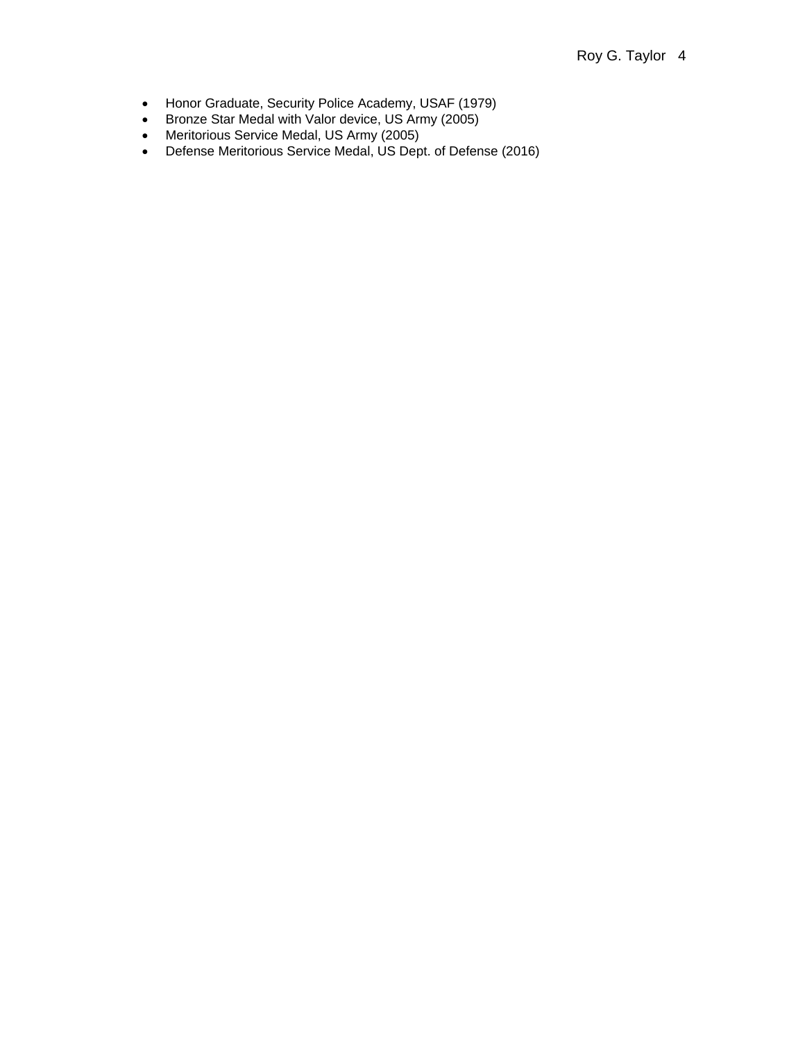- Honor Graduate, Security Police Academy, USAF (1979)
- Bronze Star Medal with Valor device, US Army (2005)
- Meritorious Service Medal, US Army (2005)
- Defense Meritorious Service Medal, US Dept. of Defense (2016)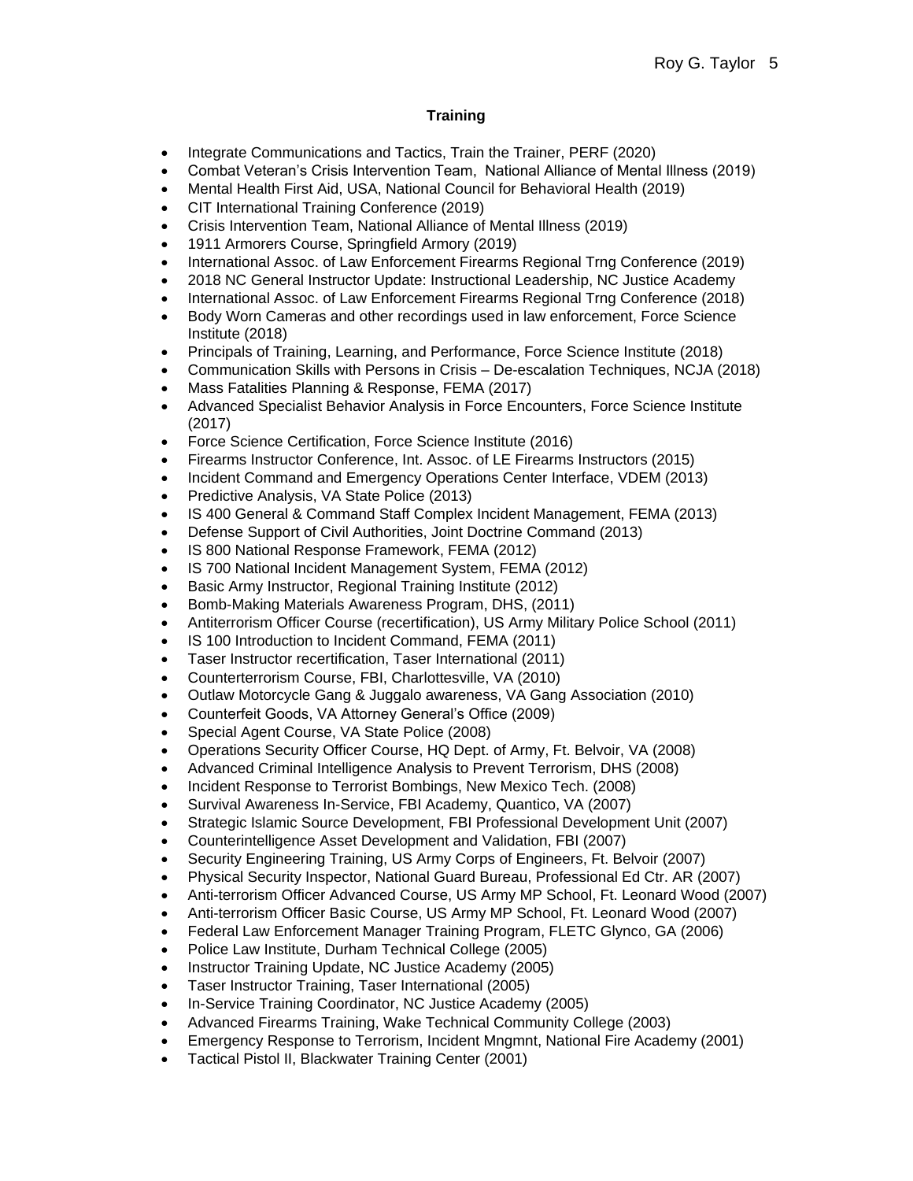**Training**

- Integrate Communications and Tactics, Train the Trainer, PERF (2020)
- Combat Veteran's Crisis Intervention Team, National Alliance of Mental Illness (2019)
- Mental Health First Aid, USA, National Council for Behavioral Health (2019)
- CIT International Training Conference (2019)
- Crisis Intervention Team, National Alliance of Mental Illness (2019)
- 1911 Armorers Course, Springfield Armory (2019)
- International Assoc. of Law Enforcement Firearms Regional Trng Conference (2019)
- 2018 NC General Instructor Update: Instructional Leadership, NC Justice Academy
- International Assoc. of Law Enforcement Firearms Regional Trng Conference (2018)
- Body Worn Cameras and other recordings used in law enforcement, Force Science Institute (2018)
- Principals of Training, Learning, and Performance, Force Science Institute (2018)
- Communication Skills with Persons in Crisis – De-escalation Techniques, NCJA (2018)
- Mass Fatalities Planning & Response, FEMA (2017)
- Advanced Specialist Behavior Analysis in Force Encounters, Force Science Institute (2017)
- Force Science Certification, Force Science Institute (2016)
- Firearms Instructor Conference, Int. Assoc. of LE Firearms Instructors (2015)
- Incident Command and Emergency Operations Center Interface, VDEM (2013)
- Predictive Analysis, VA State Police (2013)
- IS 400 General & Command Staff Complex Incident Management, FEMA (2013)
- Defense Support of Civil Authorities, Joint Doctrine Command (2013)
- IS 800 National Response Framework, FEMA (2012)
- IS 700 National Incident Management System, FEMA (2012)
- Basic Army Instructor, Regional Training Institute (2012)
- Bomb-Making Materials Awareness Program, DHS, (2011)
- Antiterrorism Officer Course (recertification), US Army Military Police School (2011)
- IS 100 Introduction to Incident Command, FEMA (2011)
- Taser Instructor recertification, Taser International (2011)
- Counterterrorism Course, FBI, Charlottesville, VA (2010)
- Outlaw Motorcycle Gang & Juggalo awareness, VA Gang Association (2010)
- Counterfeit Goods, VA Attorney General's Office (2009)
- Special Agent Course, VA State Police (2008)
- Operations Security Officer Course, HQ Dept. of Army, Ft. Belvoir, VA (2008)
- Advanced Criminal Intelligence Analysis to Prevent Terrorism, DHS (2008)
- Incident Response to Terrorist Bombings, New Mexico Tech. (2008)
- Survival Awareness In-Service, FBI Academy, Quantico, VA (2007)
- Strategic Islamic Source Development, FBI Professional Development Unit (2007)
- Counterintelligence Asset Development and Validation, FBI (2007)
- Security Engineering Training, US Army Corps of Engineers, Ft. Belvoir (2007)
- Physical Security Inspector, National Guard Bureau, Professional Ed Ctr. AR (2007)
- Anti-terrorism Officer Advanced Course, US Army MP School, Ft. Leonard Wood (2007)
- Anti-terrorism Officer Basic Course, US Army MP School, Ft. Leonard Wood (2007)
- Federal Law Enforcement Manager Training Program, FLETC Glynco, GA (2006)
- Police Law Institute, Durham Technical College (2005)
- Instructor Training Update, NC Justice Academy (2005)
- Taser Instructor Training, Taser International (2005)
- In-Service Training Coordinator, NC Justice Academy (2005)
- Advanced Firearms Training, Wake Technical Community College (2003)
- Emergency Response to Terrorism, Incident Mngmnt, National Fire Academy (2001)
- Tactical Pistol II, Blackwater Training Center (2001)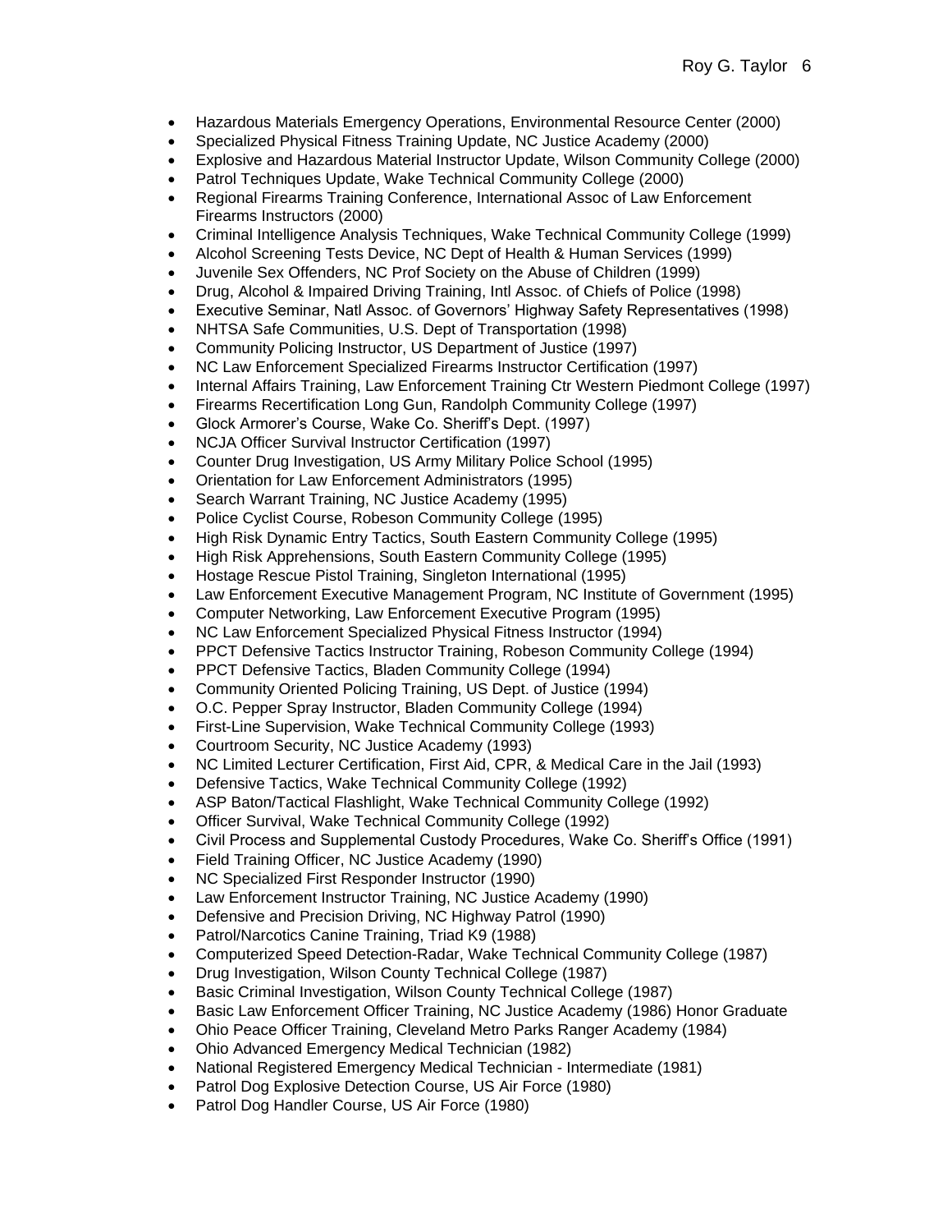- Hazardous Materials Emergency Operations, Environmental Resource Center (2000)
- Specialized Physical Fitness Training Update, NC Justice Academy (2000)
- Explosive and Hazardous Material Instructor Update, Wilson Community College (2000)
- Patrol Techniques Update, Wake Technical Community College (2000)
- Regional Firearms Training Conference, International Assoc of Law Enforcement Firearms Instructors (2000)
- Criminal Intelligence Analysis Techniques, Wake Technical Community College (1999)
- Alcohol Screening Tests Device, NC Dept of Health & Human Services (1999)
- Juvenile Sex Offenders, NC Prof Society on the Abuse of Children (1999)
- Drug, Alcohol & Impaired Driving Training, Intl Assoc. of Chiefs of Police (1998)
- Executive Seminar, Natl Assoc. of Governors' Highway Safety Representatives (1998)
- NHTSA Safe Communities, U.S. Dept of Transportation (1998)
- Community Policing Instructor, US Department of Justice (1997)
- NC Law Enforcement Specialized Firearms Instructor Certification (1997)
- Internal Affairs Training, Law Enforcement Training Ctr Western Piedmont College (1997)
- Firearms Recertification Long Gun, Randolph Community College (1997)
- Glock Armorer's Course, Wake Co. Sheriff's Dept. (1997)
- NCJA Officer Survival Instructor Certification (1997)
- Counter Drug Investigation, US Army Military Police School (1995)
- Orientation for Law Enforcement Administrators (1995)
- Search Warrant Training, NC Justice Academy (1995)
- Police Cyclist Course, Robeson Community College (1995)
- High Risk Dynamic Entry Tactics, South Eastern Community College (1995)
- High Risk Apprehensions, South Eastern Community College (1995)
- Hostage Rescue Pistol Training, Singleton International (1995)
- Law Enforcement Executive Management Program, NC Institute of Government (1995)
- Computer Networking, Law Enforcement Executive Program (1995)
- NC Law Enforcement Specialized Physical Fitness Instructor (1994)
- PPCT Defensive Tactics Instructor Training, Robeson Community College (1994)
- PPCT Defensive Tactics, Bladen Community College (1994)
- Community Oriented Policing Training, US Dept. of Justice (1994)
- O.C. Pepper Spray Instructor, Bladen Community College (1994)
- First-Line Supervision, Wake Technical Community College (1993)
- Courtroom Security, NC Justice Academy (1993)
- NC Limited Lecturer Certification, First Aid, CPR, & Medical Care in the Jail (1993)
- Defensive Tactics, Wake Technical Community College (1992)
- ASP Baton/Tactical Flashlight, Wake Technical Community College (1992)
- Officer Survival, Wake Technical Community College (1992)
- Civil Process and Supplemental Custody Procedures, Wake Co. Sheriff's Office (1991)
- Field Training Officer, NC Justice Academy (1990)
- NC Specialized First Responder Instructor (1990)
- Law Enforcement Instructor Training, NC Justice Academy (1990)
- Defensive and Precision Driving, NC Highway Patrol (1990)
- Patrol/Narcotics Canine Training, Triad K9 (1988)
- Computerized Speed Detection-Radar, Wake Technical Community College (1987)
- Drug Investigation, Wilson County Technical College (1987)
- Basic Criminal Investigation, Wilson County Technical College (1987)
- Basic Law Enforcement Officer Training, NC Justice Academy (1986) Honor Graduate
- Ohio Peace Officer Training, Cleveland Metro Parks Ranger Academy (1984)
- Ohio Advanced Emergency Medical Technician (1982)
- National Registered Emergency Medical Technician - Intermediate (1981)
- Patrol Dog Explosive Detection Course, US Air Force (1980)
- Patrol Dog Handler Course, US Air Force (1980)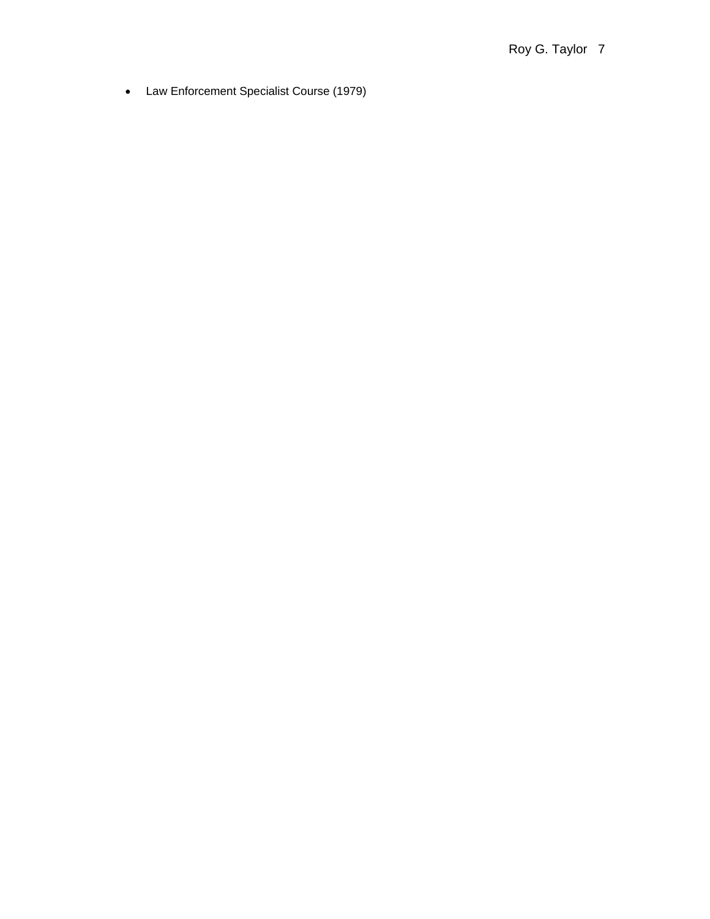- Law Enforcement Specialist Course (1979)